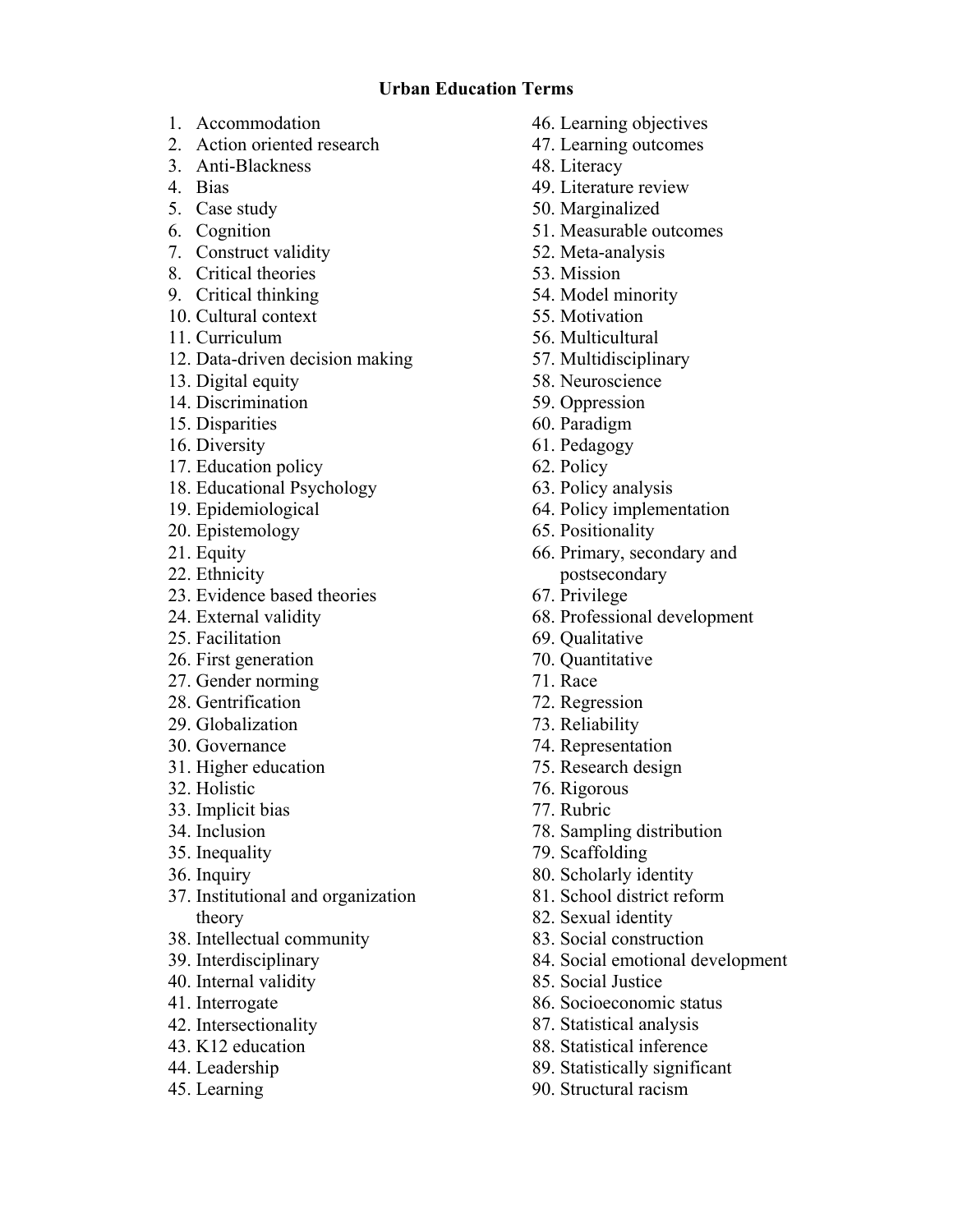# Urban Education Terms

1. Accommodation
2. Action oriented research
3. Anti-Blackness
4. Bias
5. Case study
6. Cognition
7. Construct validity
8. Critical theories
9. Critical thinking
10. Cultural context
11. Curriculum
12. Data-driven decision making
13. Digital equity
14. Discrimination
15. Disparities
16. Diversity
17. Education policy
18. Educational Psychology
19. Epidemiological
20. Epistemology
21. Equity
22. Ethnicity
23. Evidence based theories
24. External validity
25. Facilitation
26. First generation
27. Gender norming
28. Gentrification
29. Globalization
30. Governance
31. Higher education
32. Holistic
33. Implicit bias
34. Inclusion
35. Inequality
36. Inquiry
37. Institutional and organization theory
38. Intellectual community
39. Interdisciplinary
40. Internal validity
41. Interrogate
42. Intersectionality
43. K12 education
44. Leadership
45. Learning
46. Learning objectives
47. Learning outcomes
48. Literacy
49. Literature review
50. Marginalized
51. Measurable outcomes
52. Meta-analysis
53. Mission
54. Model minority
55. Motivation
56. Multicultural
57. Multidisciplinary
58. Neuroscience
59. Oppression
60. Paradigm
61. Pedagogy
62. Policy
63. Policy analysis
64. Policy implementation
65. Positionality
66. Primary, secondary and postsecondary
67. Privilege
68. Professional development
69. Qualitative
70. Quantitative
71. Race
72. Regression
73. Reliability
74. Representation
75. Research design
76. Rigorous
77. Rubric
78. Sampling distribution
79. Scaffolding
80. Scholarly identity
81. School district reform
82. Sexual identity
83. Social construction
84. Social emotional development
85. Social Justice
86. Socioeconomic status
87. Statistical analysis
88. Statistical inference
89. Statistically significant
90. Structural racism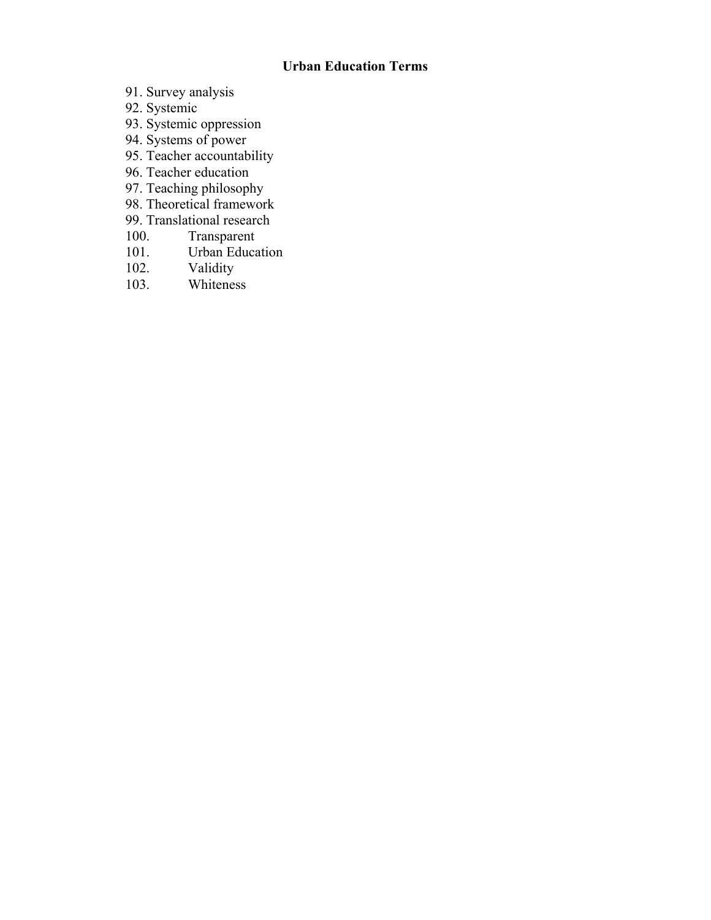**Urban Education Terms**

91. Survey analysis
92. Systemic
93. Systemic oppression
94. Systems of power
95. Teacher accountability
96. Teacher education
97. Teaching philosophy
98. Theoretical framework
99. Translational research
100. Transparent
101. Urban Education
102. Validity
103. Whiteness